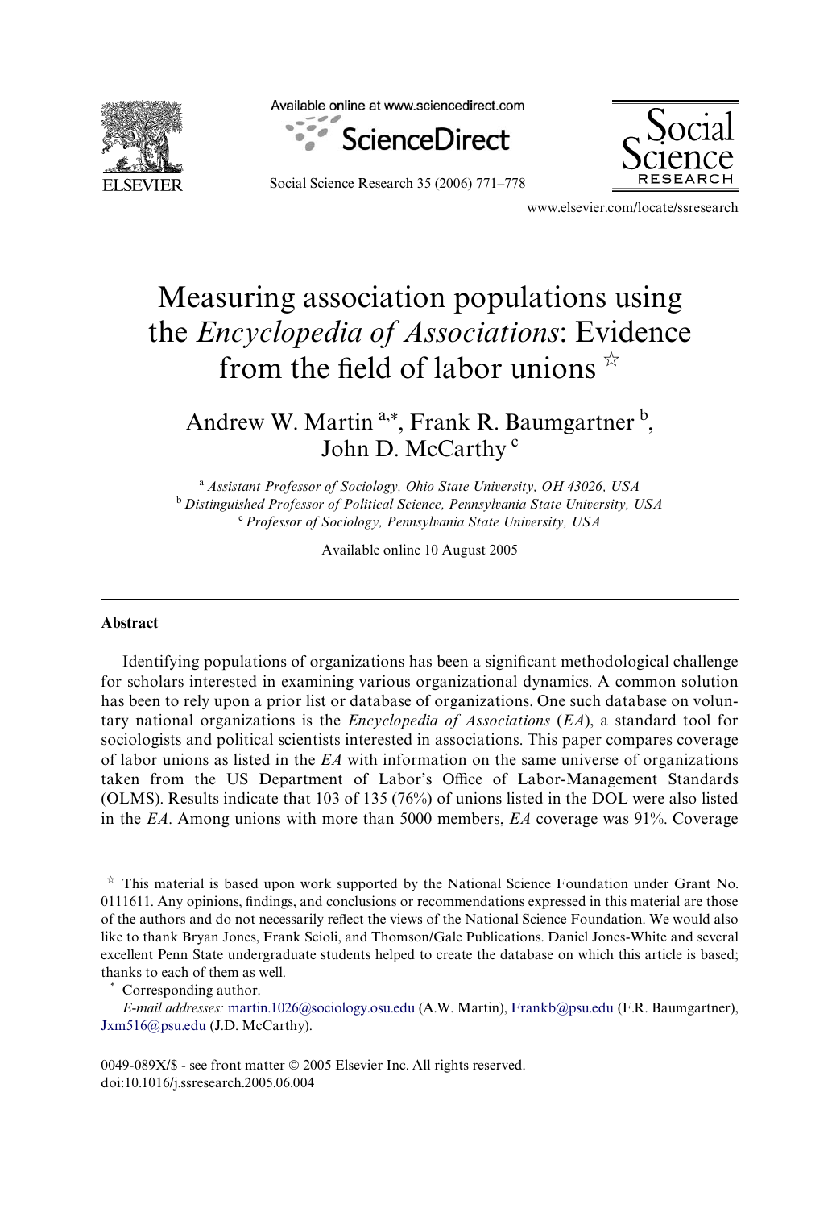# Measuring association populations using the *Encyclopedia of Associations*: Evidence from the field of labor unions ☆

Andrew W. Martin [a,*], Frank R. Baumgartner [b], John D. McCarthy [c]

[a] *Assistant Professor of Sociology, Ohio State University, OH 43026, USA*
[b] *Distinguished Professor of Political Science, Pennsylvania State University, USA*
[c] *Professor of Sociology, Pennsylvania State University, USA*

Available online 10 August 2005

---

**Abstract**

Identifying populations of organizations has been a significant methodological challenge for scholars interested in examining various organizational dynamics. A common solution has been to rely upon a prior list or database of organizations. One such database on voluntary national organizations is the *Encyclopedia of Associations* (*EA*), a standard tool for sociologists and political scientists interested in associations. This paper compares coverage of labor unions as listed in the *EA* with information on the same universe of organizations taken from the US Department of Labor's Office of Labor-Management Standards (OLMS). Results indicate that 103 of 135 (76%) of unions listed in the DOL were also listed in the *EA*. Among unions with more than 5000 members, *EA* coverage was 91%. Coverage

---

☆ This material is based upon work supported by the National Science Foundation under Grant No. 0111611. Any opinions, findings, and conclusions or recommendations expressed in this material are those of the authors and do not necessarily reflect the views of the National Science Foundation. We would also like to thank Bryan Jones, Frank Scioli, and Thomson/Gale Publications. Daniel Jones-White and several excellent Penn State undergraduate students helped to create the database on which this article is based; thanks to each of them as well.

\* Corresponding author.

*E-mail addresses:* martin.1026@sociology.osu.edu (A.W. Martin), Frankb@psu.edu (F.R. Baumgartner), Jxm516@psu.edu (J.D. McCarthy).

0049-089X/$ - see front matter © 2005 Elsevier Inc. All rights reserved.
doi:10.1016/j.ssresearch.2005.06.004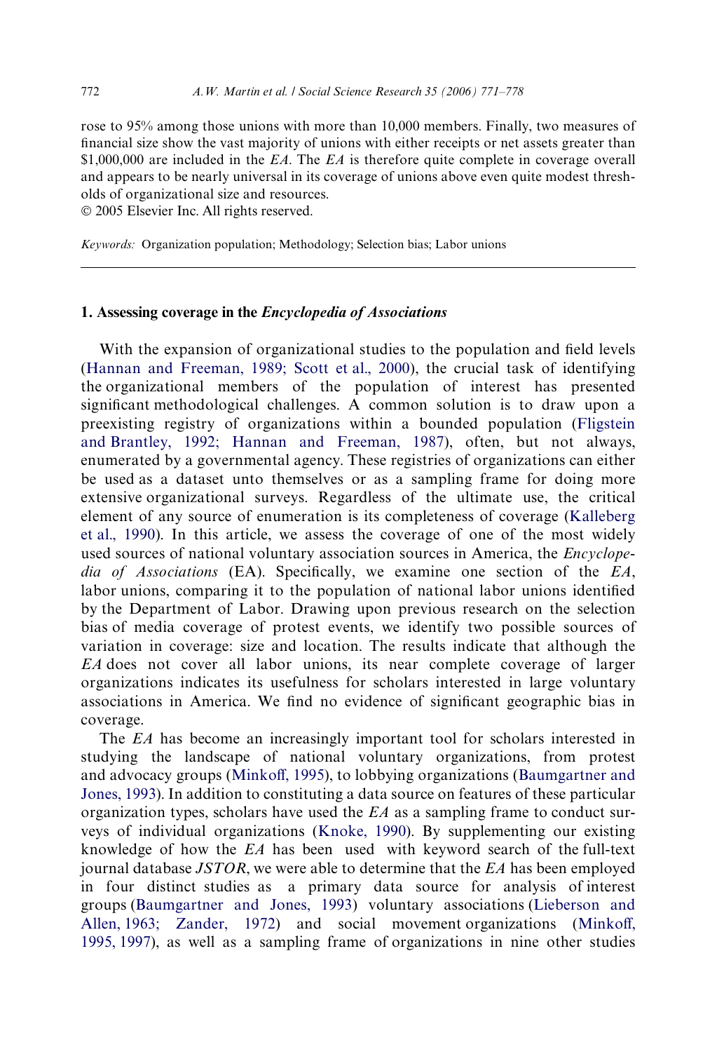rose to 95% among those unions with more than 10,000 members. Finally, two measures of financial size show the vast majority of unions with either receipts or net assets greater than $1,000,000 are included in the *EA*. The *EA* is therefore quite complete in coverage overall and appears to be nearly universal in its coverage of unions above even quite modest thresholds of organizational size and resources.
© 2005 Elsevier Inc. All rights reserved.

*Keywords:* Organization population; Methodology; Selection bias; Labor unions

## 1. Assessing coverage in the *Encyclopedia of Associations*

With the expansion of organizational studies to the population and field levels (Hannan and Freeman, 1989; Scott et al., 2000), the crucial task of identifying the organizational members of the population of interest has presented significant methodological challenges. A common solution is to draw upon a preexisting registry of organizations within a bounded population (Fligstein and Brantley, 1992; Hannan and Freeman, 1987), often, but not always, enumerated by a governmental agency. These registries of organizations can either be used as a dataset unto themselves or as a sampling frame for doing more extensive organizational surveys. Regardless of the ultimate use, the critical element of any source of enumeration is its completeness of coverage (Kalleberg et al., 1990). In this article, we assess the coverage of one of the most widely used sources of national voluntary association sources in America, the *Encyclopedia of Associations* (EA). Specifically, we examine one section of the *EA*, labor unions, comparing it to the population of national labor unions identified by the Department of Labor. Drawing upon previous research on the selection bias of media coverage of protest events, we identify two possible sources of variation in coverage: size and location. The results indicate that although the *EA* does not cover all labor unions, its near complete coverage of larger organizations indicates its usefulness for scholars interested in large voluntary associations in America. We find no evidence of significant geographic bias in coverage.

The *EA* has become an increasingly important tool for scholars interested in studying the landscape of national voluntary organizations, from protest and advocacy groups (Minkoff, 1995), to lobbying organizations (Baumgartner and Jones, 1993). In addition to constituting a data source on features of these particular organization types, scholars have used the *EA* as a sampling frame to conduct surveys of individual organizations (Knoke, 1990). By supplementing our existing knowledge of how the *EA* has been used with keyword search of the full-text journal database *JSTOR*, we were able to determine that the *EA* has been employed in four distinct studies as a primary data source for analysis of interest groups (Baumgartner and Jones, 1993) voluntary associations (Lieberson and Allen, 1963; Zander, 1972) and social movement organizations (Minkoff, 1995, 1997), as well as a sampling frame of organizations in nine other studies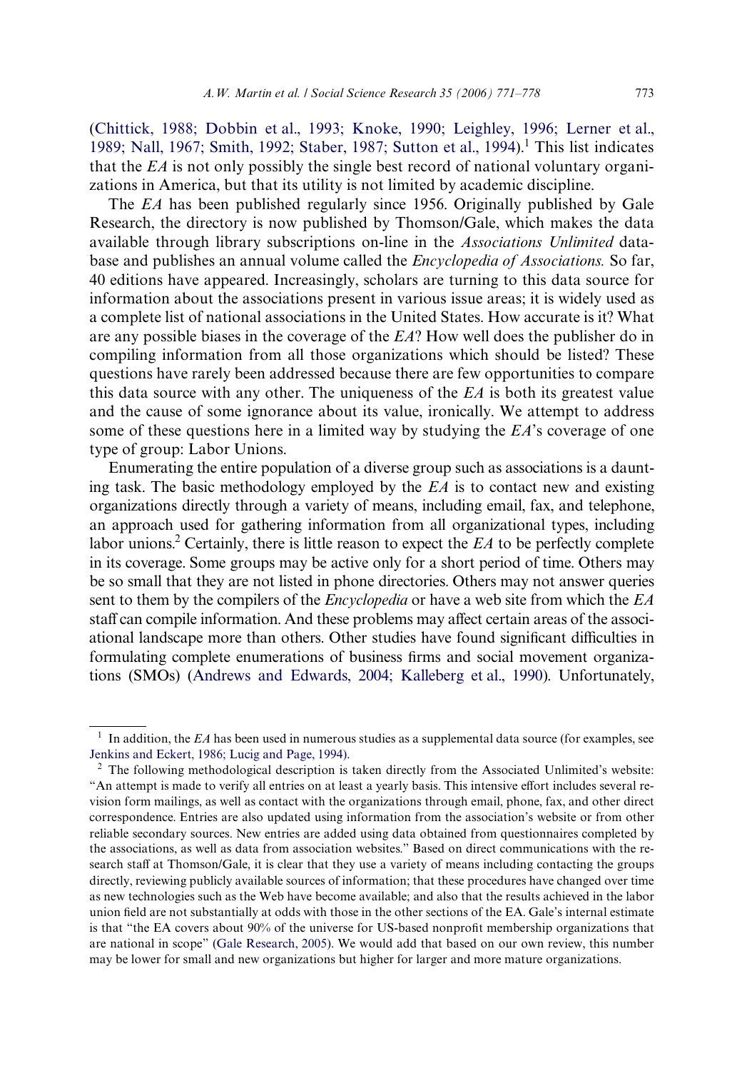(Chittick, 1988; Dobbin et al., 1993; Knoke, 1990; Leighley, 1996; Lerner et al., 1989; Nall, 1967; Smith, 1992; Staber, 1987; Sutton et al., 1994).[1] This list indicates that the *EA* is not only possibly the single best record of national voluntary organizations in America, but that its utility is not limited by academic discipline.

The *EA* has been published regularly since 1956. Originally published by Gale Research, the directory is now published by Thomson/Gale, which makes the data available through library subscriptions on-line in the *Associations Unlimited* database and publishes an annual volume called the *Encyclopedia of Associations.* So far, 40 editions have appeared. Increasingly, scholars are turning to this data source for information about the associations present in various issue areas; it is widely used as a complete list of national associations in the United States. How accurate is it? What are any possible biases in the coverage of the *EA*? How well does the publisher do in compiling information from all those organizations which should be listed? These questions have rarely been addressed because there are few opportunities to compare this data source with any other. The uniqueness of the *EA* is both its greatest value and the cause of some ignorance about its value, ironically. We attempt to address some of these questions here in a limited way by studying the *EA*'s coverage of one type of group: Labor Unions.

Enumerating the entire population of a diverse group such as associations is a daunting task. The basic methodology employed by the *EA* is to contact new and existing organizations directly through a variety of means, including email, fax, and telephone, an approach used for gathering information from all organizational types, including labor unions.[2] Certainly, there is little reason to expect the *EA* to be perfectly complete in its coverage. Some groups may be active only for a short period of time. Others may be so small that they are not listed in phone directories. Others may not answer queries sent to them by the compilers of the *Encyclopedia* or have a web site from which the *EA* staff can compile information. And these problems may affect certain areas of the associational landscape more than others. Other studies have found significant difficulties in formulating complete enumerations of business firms and social movement organizations (SMOs) (Andrews and Edwards, 2004; Kalleberg et al., 1990). Unfortunately,

---

[1] In addition, the *EA* has been used in numerous studies as a supplemental data source (for examples, see Jenkins and Eckert, 1986; Lucig and Page, 1994).

[2] The following methodological description is taken directly from the Associated Unlimited's website: "An attempt is made to verify all entries on at least a yearly basis. This intensive effort includes several revision form mailings, as well as contact with the organizations through email, phone, fax, and other direct correspondence. Entries are also updated using information from the association's website or from other reliable secondary sources. New entries are added using data obtained from questionnaires completed by the associations, as well as data from association websites." Based on direct communications with the research staff at Thomson/Gale, it is clear that they use a variety of means including contacting the groups directly, reviewing publicly available sources of information; that these procedures have changed over time as new technologies such as the Web have become available; and also that the results achieved in the labor union field are not substantially at odds with those in the other sections of the EA. Gale's internal estimate is that "the EA covers about 90% of the universe for US-based nonprofit membership organizations that are national in scope" (Gale Research, 2005). We would add that based on our own review, this number may be lower for small and new organizations but higher for larger and more mature organizations.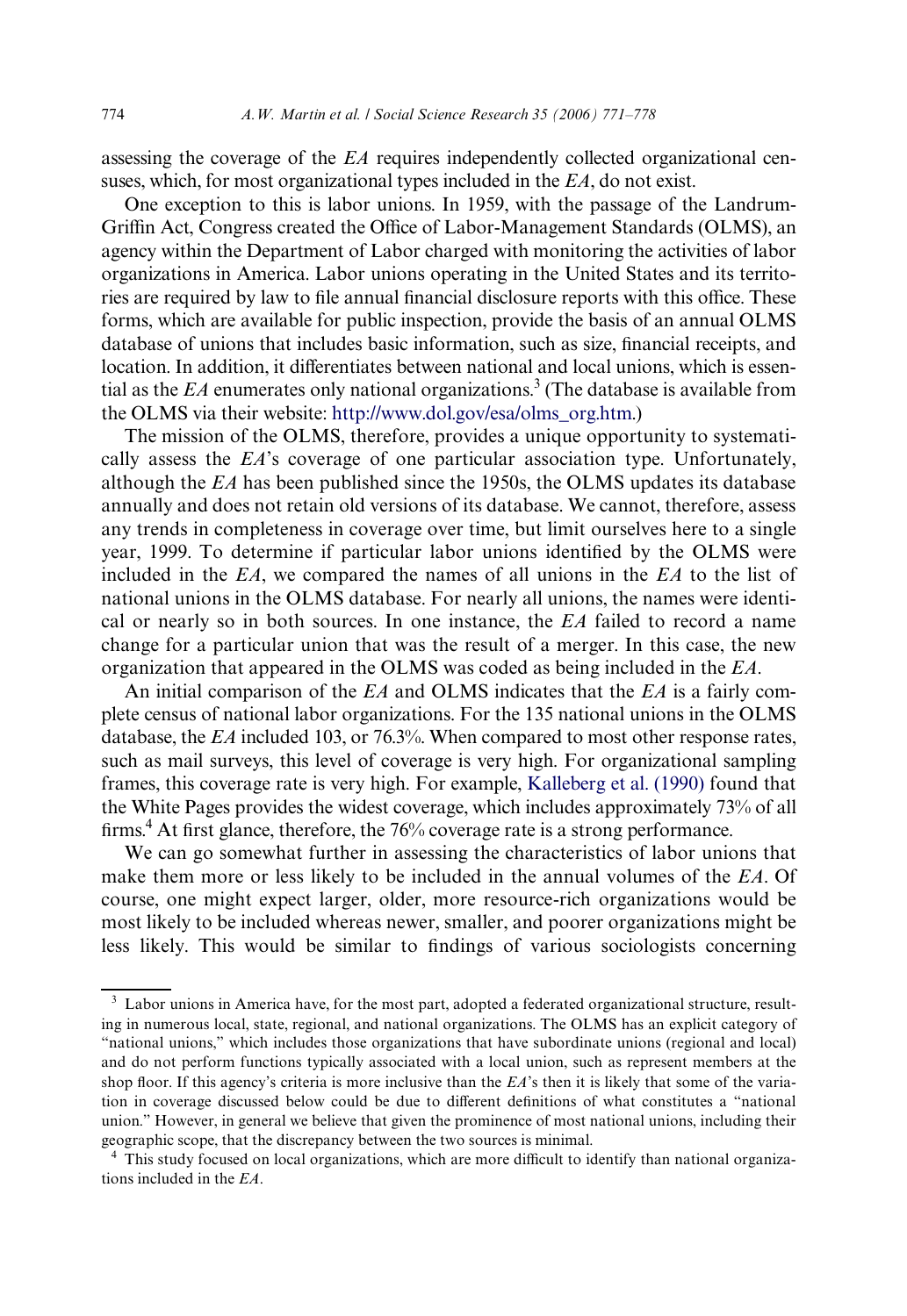assessing the coverage of the *EA* requires independently collected organizational censuses, which, for most organizational types included in the *EA*, do not exist.

One exception to this is labor unions. In 1959, with the passage of the Landrum-Griffin Act, Congress created the Office of Labor-Management Standards (OLMS), an agency within the Department of Labor charged with monitoring the activities of labor organizations in America. Labor unions operating in the United States and its territories are required by law to file annual financial disclosure reports with this office. These forms, which are available for public inspection, provide the basis of an annual OLMS database of unions that includes basic information, such as size, financial receipts, and location. In addition, it differentiates between national and local unions, which is essential as the *EA* enumerates only national organizations.[3] (The database is available from the OLMS via their website: http://www.dol.gov/esa/olms_org.htm.)

The mission of the OLMS, therefore, provides a unique opportunity to systematically assess the *EA*'s coverage of one particular association type. Unfortunately, although the *EA* has been published since the 1950s, the OLMS updates its database annually and does not retain old versions of its database. We cannot, therefore, assess any trends in completeness in coverage over time, but limit ourselves here to a single year, 1999. To determine if particular labor unions identified by the OLMS were included in the *EA*, we compared the names of all unions in the *EA* to the list of national unions in the OLMS database. For nearly all unions, the names were identical or nearly so in both sources. In one instance, the *EA* failed to record a name change for a particular union that was the result of a merger. In this case, the new organization that appeared in the OLMS was coded as being included in the *EA*.

An initial comparison of the *EA* and OLMS indicates that the *EA* is a fairly complete census of national labor organizations. For the 135 national unions in the OLMS database, the *EA* included 103, or 76.3%. When compared to most other response rates, such as mail surveys, this level of coverage is very high. For organizational sampling frames, this coverage rate is very high. For example, Kalleberg et al. (1990) found that the White Pages provides the widest coverage, which includes approximately 73% of all firms.[4] At first glance, therefore, the 76% coverage rate is a strong performance.

We can go somewhat further in assessing the characteristics of labor unions that make them more or less likely to be included in the annual volumes of the *EA*. Of course, one might expect larger, older, more resource-rich organizations would be most likely to be included whereas newer, smaller, and poorer organizations might be less likely. This would be similar to findings of various sociologists concerning

---

[3] Labor unions in America have, for the most part, adopted a federated organizational structure, resulting in numerous local, state, regional, and national organizations. The OLMS has an explicit category of "national unions," which includes those organizations that have subordinate unions (regional and local) and do not perform functions typically associated with a local union, such as represent members at the shop floor. If this agency's criteria is more inclusive than the *EA*'s then it is likely that some of the variation in coverage discussed below could be due to different definitions of what constitutes a "national union." However, in general we believe that given the prominence of most national unions, including their geographic scope, that the discrepancy between the two sources is minimal.

[4] This study focused on local organizations, which are more difficult to identify than national organizations included in the *EA*.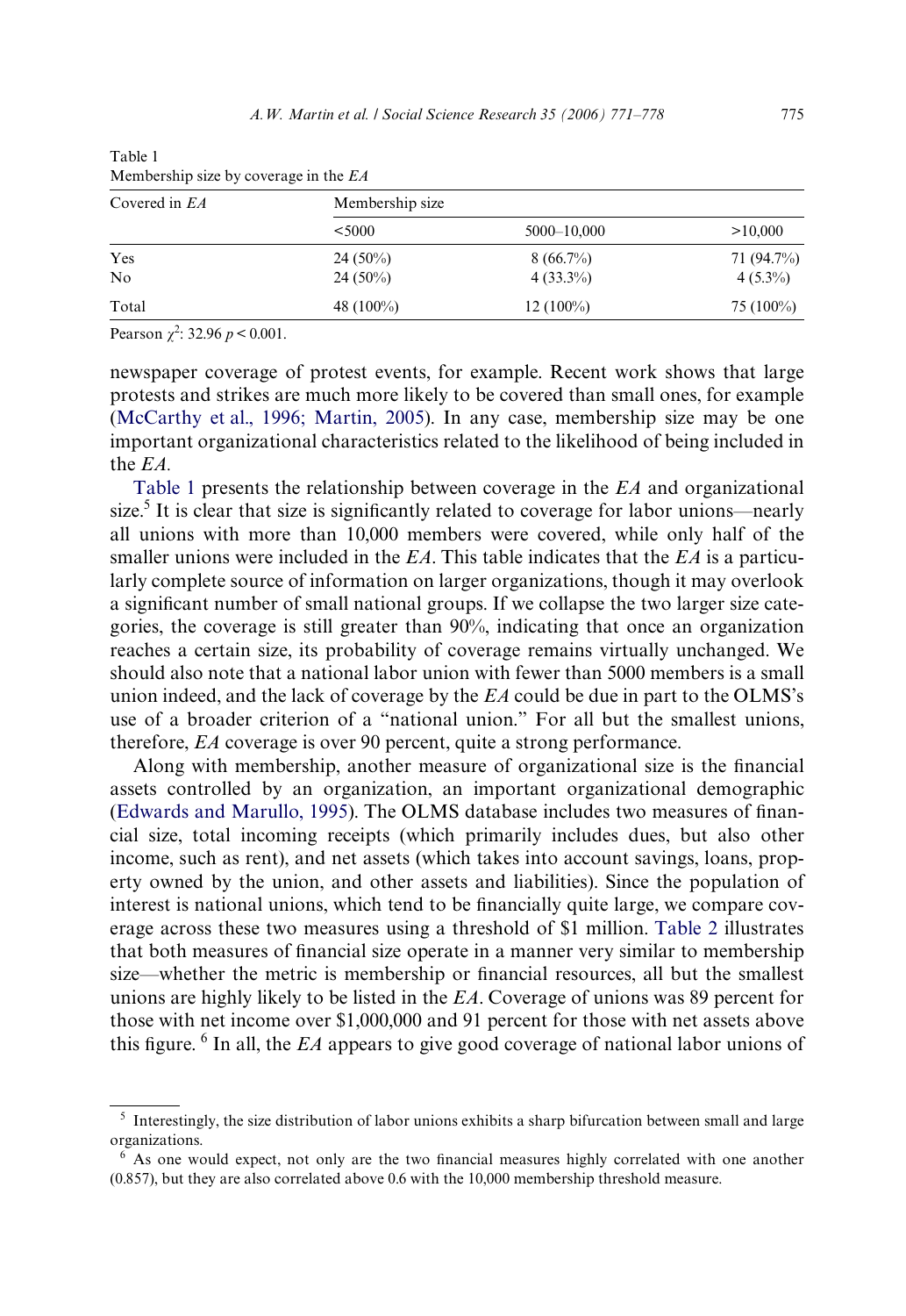Table 1
Membership size by coverage in the *EA*

| Covered in *EA* | Membership size | | |
|---|---|---|---|
| | <5000 | 5000–10,000 | >10,000 |
| Yes | 24 (50%) | 8 (66.7%) | 71 (94.7%) |
| No | 24 (50%) | 4 (33.3%) | 4 (5.3%) |
| Total | 48 (100%) | 12 (100%) | 75 (100%) |

Pearson $\chi^2$: 32.96 $p < 0.001$.

newspaper coverage of protest events, for example. Recent work shows that large protests and strikes are much more likely to be covered than small ones, for example (McCarthy et al., 1996; Martin, 2005). In any case, membership size may be one important organizational characteristics related to the likelihood of being included in the *EA*.

Table 1 presents the relationship between coverage in the *EA* and organizational size.[5] It is clear that size is significantly related to coverage for labor unions—nearly all unions with more than 10,000 members were covered, while only half of the smaller unions were included in the *EA*. This table indicates that the *EA* is a particularly complete source of information on larger organizations, though it may overlook a significant number of small national groups. If we collapse the two larger size categories, the coverage is still greater than 90%, indicating that once an organization reaches a certain size, its probability of coverage remains virtually unchanged. We should also note that a national labor union with fewer than 5000 members is a small union indeed, and the lack of coverage by the *EA* could be due in part to the OLMS's use of a broader criterion of a "national union." For all but the smallest unions, therefore, *EA* coverage is over 90 percent, quite a strong performance.

Along with membership, another measure of organizational size is the financial assets controlled by an organization, an important organizational demographic (Edwards and Marullo, 1995). The OLMS database includes two measures of financial size, total incoming receipts (which primarily includes dues, but also other income, such as rent), and net assets (which takes into account savings, loans, property owned by the union, and other assets and liabilities). Since the population of interest is national unions, which tend to be financially quite large, we compare coverage across these two measures using a threshold of $1 million. Table 2 illustrates that both measures of financial size operate in a manner very similar to membership size—whether the metric is membership or financial resources, all but the smallest unions are highly likely to be listed in the *EA*. Coverage of unions was 89 percent for those with net income over $1,000,000 and 91 percent for those with net assets above this figure.[6] In all, the *EA* appears to give good coverage of national labor unions of

[5] Interestingly, the size distribution of labor unions exhibits a sharp bifurcation between small and large organizations.

[6] As one would expect, not only are the two financial measures highly correlated with one another (0.857), but they are also correlated above 0.6 with the 10,000 membership threshold measure.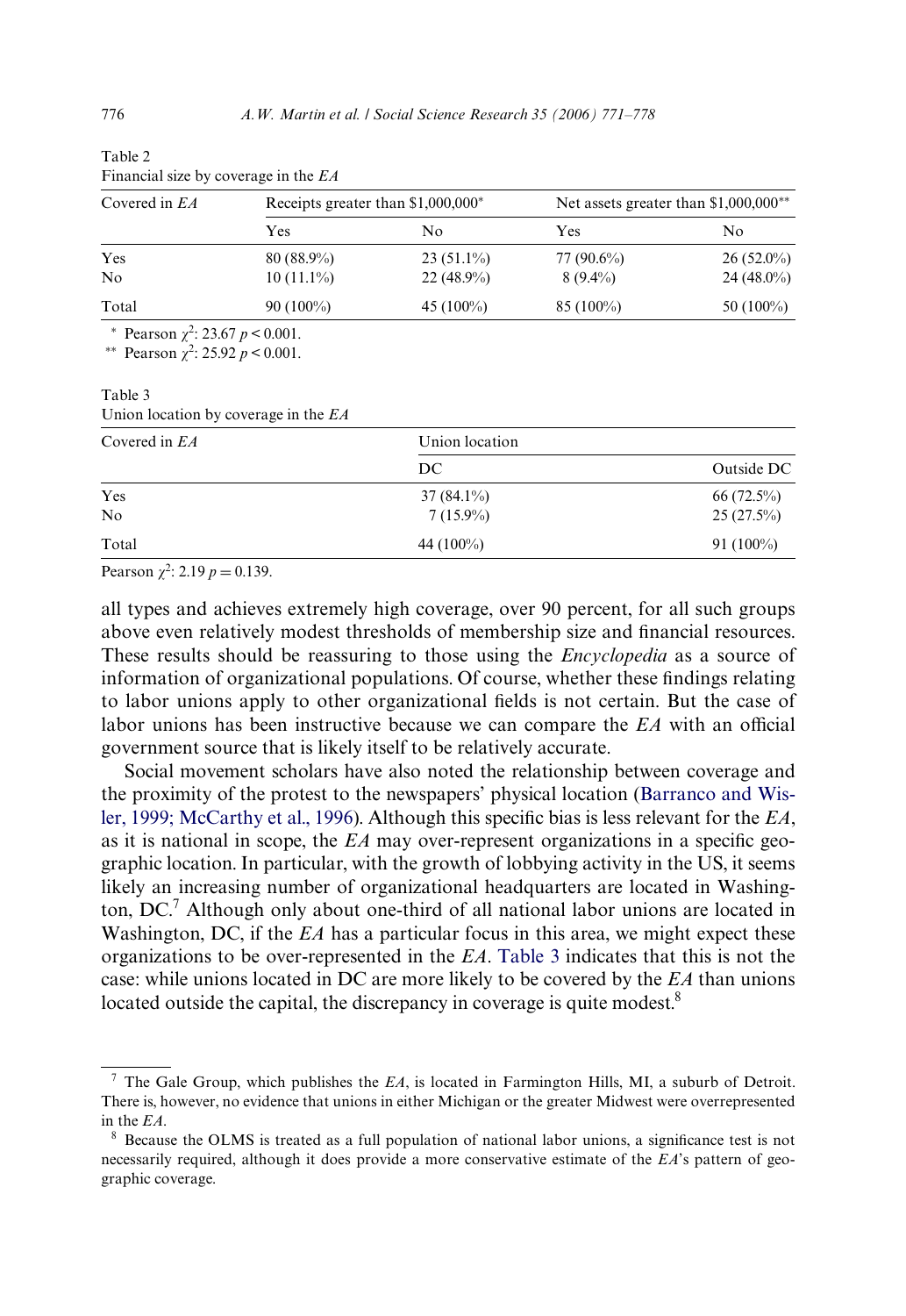Table 2
Financial size by coverage in the *EA*

| Covered in *EA* | Receipts greater than $1,000,000* | | Net assets greater than $1,000,000** | |
|---|---|---|---|---|
| | Yes | No | Yes | No |
| Yes | 80 (88.9%) | 23 (51.1%) | 77 (90.6%) | 26 (52.0%) |
| No | 10 (11.1%) | 22 (48.9%) | 8 (9.4%) | 24 (48.0%) |
| Total | 90 (100%) | 45 (100%) | 85 (100%) | 50 (100%) |

\* Pearson $\chi^2$: 23.67 $p < 0.001$.
\*\* Pearson $\chi^2$: 25.92 $p < 0.001$.

Table 3
Union location by coverage in the *EA*

| Covered in *EA* | Union location | |
|---|---|---|
| | DC | Outside DC |
| Yes | 37 (84.1%) | 66 (72.5%) |
| No | 7 (15.9%) | 25 (27.5%) |
| Total | 44 (100%) | 91 (100%) |

Pearson $\chi^2$: 2.19 $p = 0.139$.

all types and achieves extremely high coverage, over 90 percent, for all such groups above even relatively modest thresholds of membership size and financial resources. These results should be reassuring to those using the *Encyclopedia* as a source of information of organizational populations. Of course, whether these findings relating to labor unions apply to other organizational fields is not certain. But the case of labor unions has been instructive because we can compare the *EA* with an official government source that is likely itself to be relatively accurate.

Social movement scholars have also noted the relationship between coverage and the proximity of the protest to the newspapers' physical location (Barranco and Wisler, 1999; McCarthy et al., 1996). Although this specific bias is less relevant for the *EA*, as it is national in scope, the *EA* may over-represent organizations in a specific geographic location. In particular, with the growth of lobbying activity in the US, it seems likely an increasing number of organizational headquarters are located in Washington, DC.[7] Although only about one-third of all national labor unions are located in Washington, DC, if the *EA* has a particular focus in this area, we might expect these organizations to be over-represented in the *EA*. Table 3 indicates that this is not the case: while unions located in DC are more likely to be covered by the *EA* than unions located outside the capital, the discrepancy in coverage is quite modest.[8]

[7] The Gale Group, which publishes the *EA*, is located in Farmington Hills, MI, a suburb of Detroit. There is, however, no evidence that unions in either Michigan or the greater Midwest were overrepresented in the *EA*.

[8] Because the OLMS is treated as a full population of national labor unions, a significance test is not necessarily required, although it does provide a more conservative estimate of the *EA*'s pattern of geographic coverage.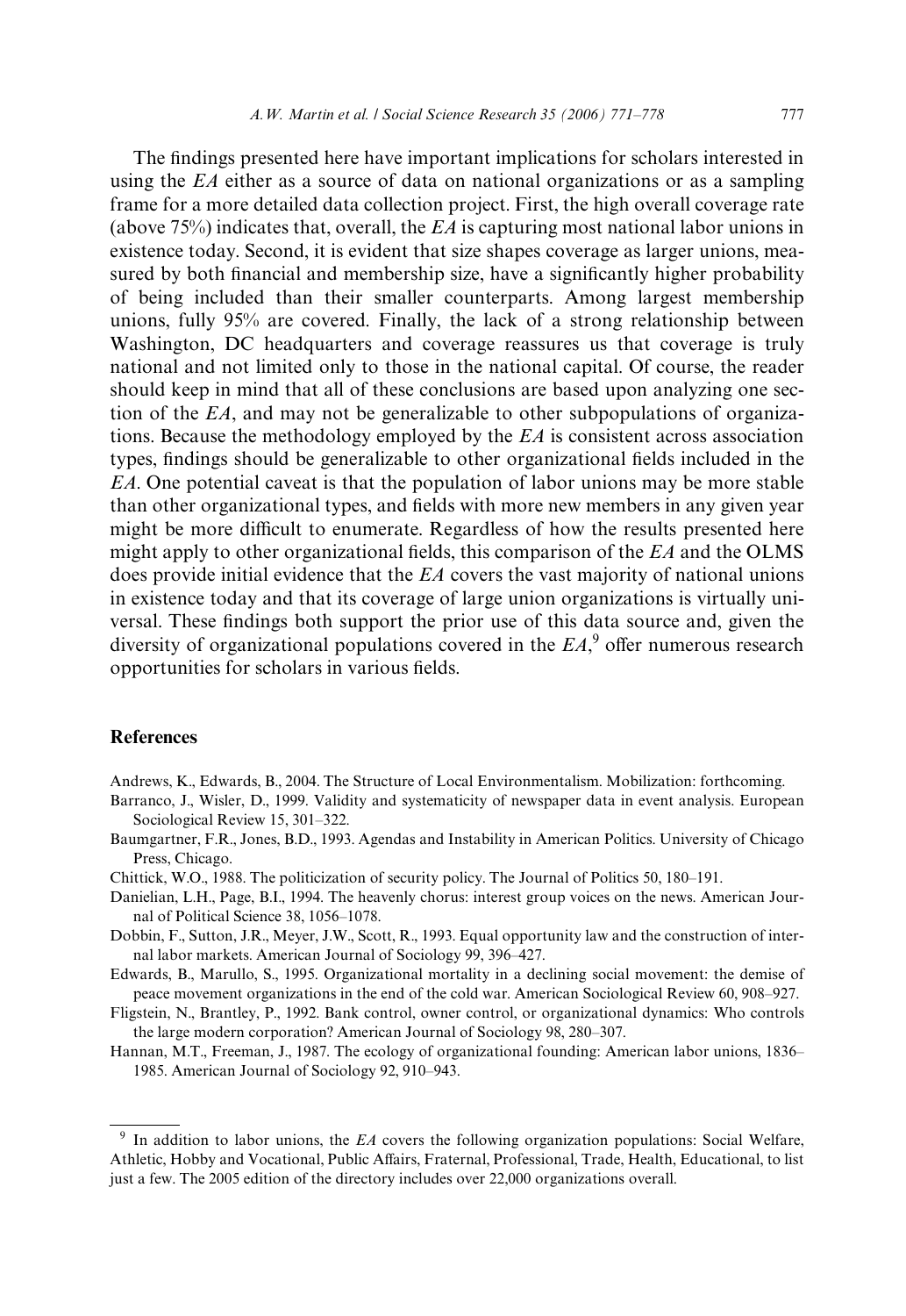The findings presented here have important implications for scholars interested in using the *EA* either as a source of data on national organizations or as a sampling frame for a more detailed data collection project. First, the high overall coverage rate (above 75%) indicates that, overall, the *EA* is capturing most national labor unions in existence today. Second, it is evident that size shapes coverage as larger unions, measured by both financial and membership size, have a significantly higher probability of being included than their smaller counterparts. Among largest membership unions, fully 95% are covered. Finally, the lack of a strong relationship between Washington, DC headquarters and coverage reassures us that coverage is truly national and not limited only to those in the national capital. Of course, the reader should keep in mind that all of these conclusions are based upon analyzing one section of the *EA*, and may not be generalizable to other subpopulations of organizations. Because the methodology employed by the *EA* is consistent across association types, findings should be generalizable to other organizational fields included in the *EA*. One potential caveat is that the population of labor unions may be more stable than other organizational types, and fields with more new members in any given year might be more difficult to enumerate. Regardless of how the results presented here might apply to other organizational fields, this comparison of the *EA* and the OLMS does provide initial evidence that the *EA* covers the vast majority of national unions in existence today and that its coverage of large union organizations is virtually universal. These findings both support the prior use of this data source and, given the diversity of organizational populations covered in the *EA*,[9] offer numerous research opportunities for scholars in various fields.

## References

Andrews, K., Edwards, B., 2004. The Structure of Local Environmentalism. Mobilization: forthcoming.

Barranco, J., Wisler, D., 1999. Validity and systematicity of newspaper data in event analysis. European Sociological Review 15, 301–322.

Baumgartner, F.R., Jones, B.D., 1993. Agendas and Instability in American Politics. University of Chicago Press, Chicago.

Chittick, W.O., 1988. The politicization of security policy. The Journal of Politics 50, 180–191.

Danielian, L.H., Page, B.I., 1994. The heavenly chorus: interest group voices on the news. American Journal of Political Science 38, 1056–1078.

Dobbin, F., Sutton, J.R., Meyer, J.W., Scott, R., 1993. Equal opportunity law and the construction of internal labor markets. American Journal of Sociology 99, 396–427.

Edwards, B., Marullo, S., 1995. Organizational mortality in a declining social movement: the demise of peace movement organizations in the end of the cold war. American Sociological Review 60, 908–927.

Fligstein, N., Brantley, P., 1992. Bank control, owner control, or organizational dynamics: Who controls the large modern corporation? American Journal of Sociology 98, 280–307.

Hannan, M.T., Freeman, J., 1987. The ecology of organizational founding: American labor unions, 1836–1985. American Journal of Sociology 92, 910–943.

[9] In addition to labor unions, the *EA* covers the following organization populations: Social Welfare, Athletic, Hobby and Vocational, Public Affairs, Fraternal, Professional, Trade, Health, Educational, to list just a few. The 2005 edition of the directory includes over 22,000 organizations overall.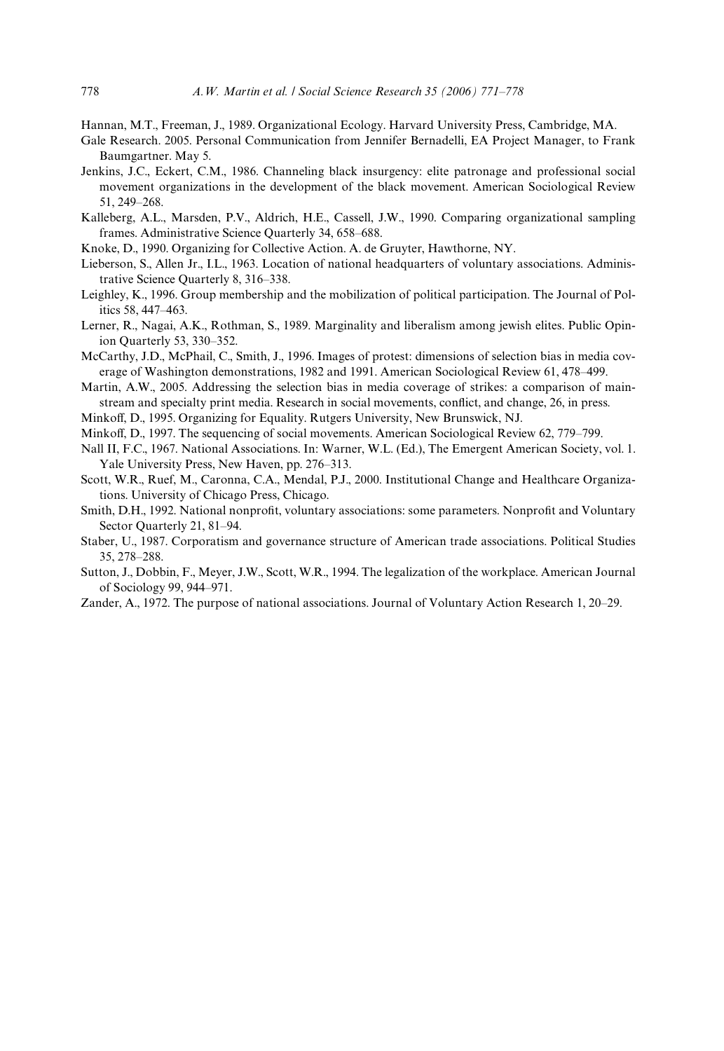Hannan, M.T., Freeman, J., 1989. Organizational Ecology. Harvard University Press, Cambridge, MA.

Gale Research. 2005. Personal Communication from Jennifer Bernadelli, EA Project Manager, to Frank Baumgartner. May 5.

Jenkins, J.C., Eckert, C.M., 1986. Channeling black insurgency: elite patronage and professional social movement organizations in the development of the black movement. American Sociological Review 51, 249–268.

Kalleberg, A.L., Marsden, P.V., Aldrich, H.E., Cassell, J.W., 1990. Comparing organizational sampling frames. Administrative Science Quarterly 34, 658–688.

Knoke, D., 1990. Organizing for Collective Action. A. de Gruyter, Hawthorne, NY.

Lieberson, S., Allen Jr., I.L., 1963. Location of national headquarters of voluntary associations. Administrative Science Quarterly 8, 316–338.

Leighley, K., 1996. Group membership and the mobilization of political participation. The Journal of Politics 58, 447–463.

Lerner, R., Nagai, A.K., Rothman, S., 1989. Marginality and liberalism among jewish elites. Public Opinion Quarterly 53, 330–352.

McCarthy, J.D., McPhail, C., Smith, J., 1996. Images of protest: dimensions of selection bias in media coverage of Washington demonstrations, 1982 and 1991. American Sociological Review 61, 478–499.

Martin, A.W., 2005. Addressing the selection bias in media coverage of strikes: a comparison of mainstream and specialty print media. Research in social movements, conflict, and change, 26, in press.

Minkoff, D., 1995. Organizing for Equality. Rutgers University, New Brunswick, NJ.

Minkoff, D., 1997. The sequencing of social movements. American Sociological Review 62, 779–799.

Nall II, F.C., 1967. National Associations. In: Warner, W.L. (Ed.), The Emergent American Society, vol. 1. Yale University Press, New Haven, pp. 276–313.

Scott, W.R., Ruef, M., Caronna, C.A., Mendal, P.J., 2000. Institutional Change and Healthcare Organizations. University of Chicago Press, Chicago.

Smith, D.H., 1992. National nonprofit, voluntary associations: some parameters. Nonprofit and Voluntary Sector Quarterly 21, 81–94.

Staber, U., 1987. Corporatism and governance structure of American trade associations. Political Studies 35, 278–288.

Sutton, J., Dobbin, F., Meyer, J.W., Scott, W.R., 1994. The legalization of the workplace. American Journal of Sociology 99, 944–971.

Zander, A., 1972. The purpose of national associations. Journal of Voluntary Action Research 1, 20–29.